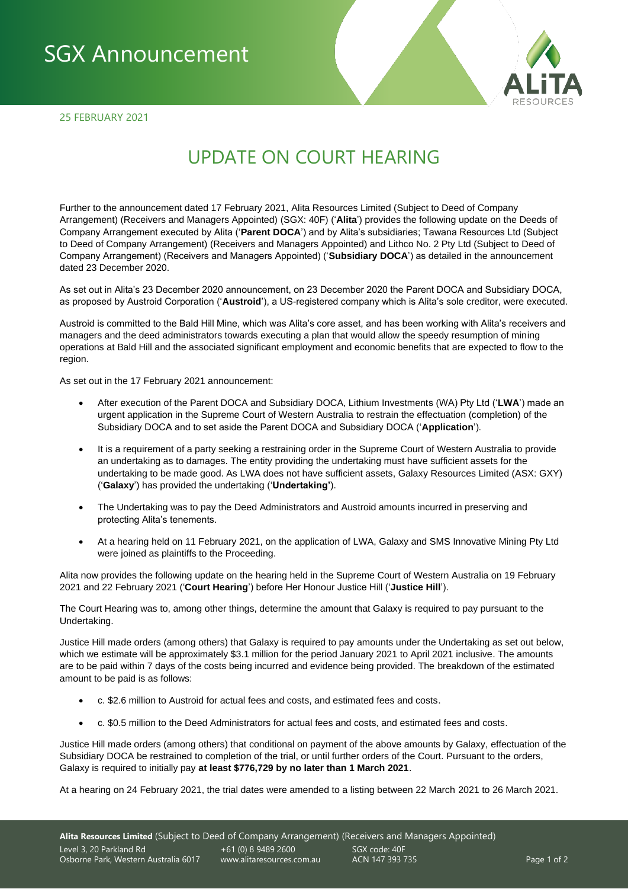# SGX Announcement

25 FEBRUARY 2021

## UPDATE ON COURT HEARING

Further to the announcement dated 17 February 2021, Alita Resources Limited (Subject to Deed of Company Arrangement) (Receivers and Managers Appointed) (SGX: 40F) ('**Alita**') provides the following update on the Deeds of Company Arrangement executed by Alita ('**Parent DOCA**') and by Alita's subsidiaries; Tawana Resources Ltd (Subject to Deed of Company Arrangement) (Receivers and Managers Appointed) and Lithco No. 2 Pty Ltd (Subject to Deed of Company Arrangement) (Receivers and Managers Appointed) ('**Subsidiary DOCA**') as detailed in the announcement dated 23 December 2020.

As set out in Alita's 23 December 2020 announcement, on 23 December 2020 the Parent DOCA and Subsidiary DOCA, as proposed by Austroid Corporation ('**Austroid**'), a US-registered company which is Alita's sole creditor, were executed.

Austroid is committed to the Bald Hill Mine, which was Alita's core asset, and has been working with Alita's receivers and managers and the deed administrators towards executing a plan that would allow the speedy resumption of mining operations at Bald Hill and the associated significant employment and economic benefits that are expected to flow to the region.

As set out in the 17 February 2021 announcement:

- After execution of the Parent DOCA and Subsidiary DOCA, Lithium Investments (WA) Pty Ltd ('**LWA**') made an urgent application in the Supreme Court of Western Australia to restrain the effectuation (completion) of the Subsidiary DOCA and to set aside the Parent DOCA and Subsidiary DOCA ('**Application**').
- It is a requirement of a party seeking a restraining order in the Supreme Court of Western Australia to provide an undertaking as to damages. The entity providing the undertaking must have sufficient assets for the undertaking to be made good. As LWA does not have sufficient assets, Galaxy Resources Limited (ASX: GXY) ('**Galaxy**') has provided the undertaking ('**Undertaking'**).
- The Undertaking was to pay the Deed Administrators and Austroid amounts incurred in preserving and protecting Alita's tenements.
- At a hearing held on 11 February 2021, on the application of LWA, Galaxy and SMS Innovative Mining Pty Ltd were joined as plaintiffs to the Proceeding.

Alita now provides the following update on the hearing held in the Supreme Court of Western Australia on 19 February 2021 and 22 February 2021 ('**Court Hearing**') before Her Honour Justice Hill ('**Justice Hill**').

The Court Hearing was to, among other things, determine the amount that Galaxy is required to pay pursuant to the Undertaking.

Justice Hill made orders (among others) that Galaxy is required to pay amounts under the Undertaking as set out below, which we estimate will be approximately $3.1 million for the period January 2021 to April 2021 inclusive. The amounts are to be paid within 7 days of the costs being incurred and evidence being provided. The breakdown of the estimated amount to be paid is as follows:

- c. $2.6 million to Austroid for actual fees and costs, and estimated fees and costs.
- c. $0.5 million to the Deed Administrators for actual fees and costs, and estimated fees and costs.

Justice Hill made orders (among others) that conditional on payment of the above amounts by Galaxy, effectuation of the Subsidiary DOCA be restrained to completion of the trial, or until further orders of the Court. Pursuant to the orders, Galaxy is required to initially pay **at least $776,729 by no later than 1 March 2021**.

At a hearing on 24 February 2021, the trial dates were amended to a listing between 22 March 2021 to 26 March 2021.

**Alita Resources Limited** (Subject to Deed of Company Arrangement) (Receivers and Managers Appointed)
Level 3, 20 Parkland Rd, Osborne Park, Western Australia 6017 | +61 (0) 8 9489 2600 | www.alitaresources.com.au | SGX code: 40F | ACN 147 393 735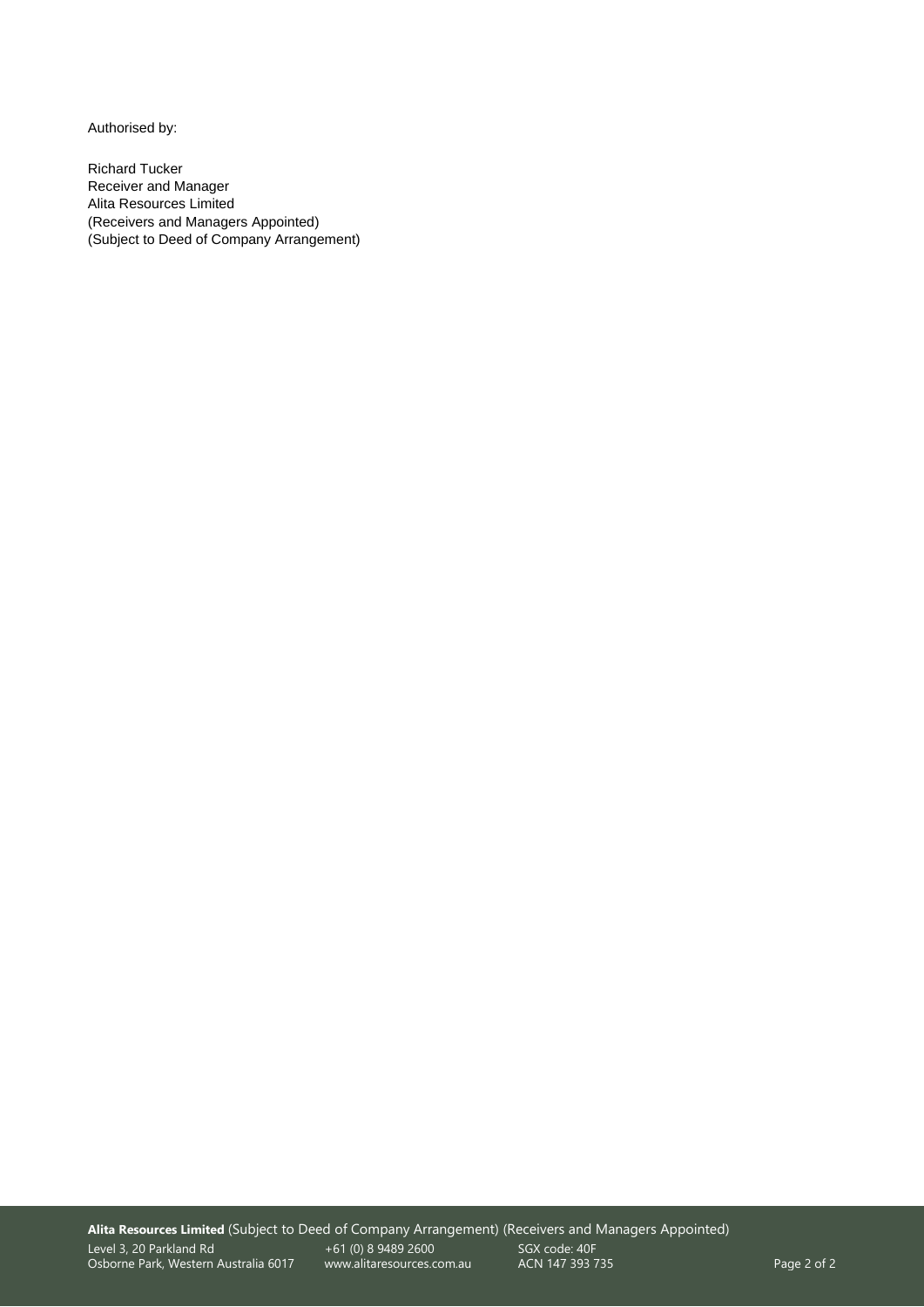Authorised by:

Richard Tucker
Receiver and Manager
Alita Resources Limited
(Receivers and Managers Appointed)
(Subject to Deed of Company Arrangement)